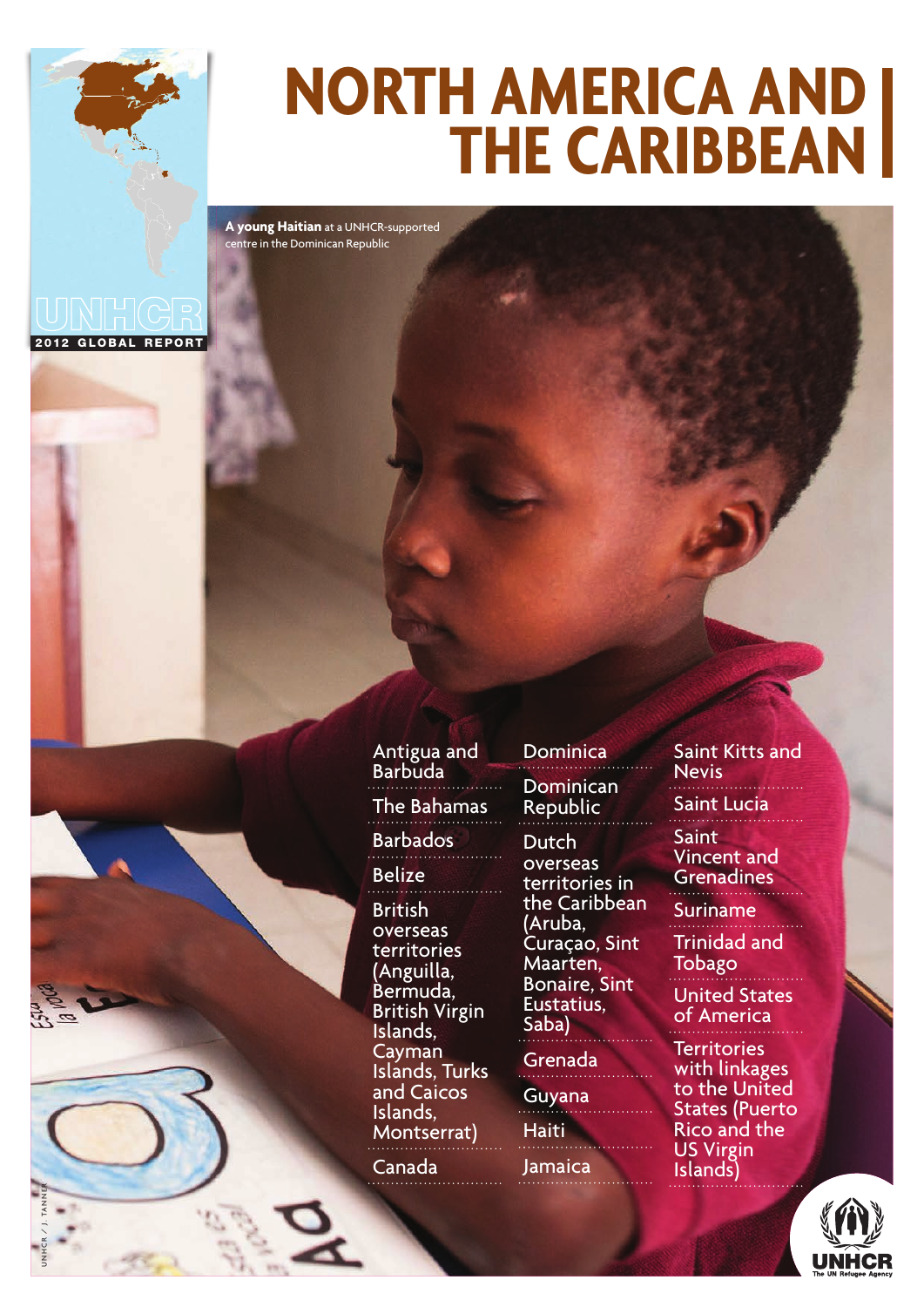# NORTH AMERICA AND THE CARIBBEAN

UNHCR 2012 GLOBAL REPORT

**A young Haitian** at a UNHCR-supported centre in the Dominican Republic

- Antigua and Barbuda
- The Bahamas
- Barbados
- Belize
- British overseas territories (Anguilla, Bermuda, British Virgin Islands, Cayman Islands, Turks and Caicos Islands, Montserrat)
- Canada
- Dominica
- Dominican Republic
- Dutch overseas territories in the Caribbean (Aruba, Curaçao, Sint Maarten, Bonaire, Sint Eustatius, Saba)
- Grenada
- Guyana
- Haiti
- Jamaica
- Saint Kitts and Nevis
- Saint Lucia
- Saint Vincent and Grenadines
- Suriname
- Trinidad and Tobago
- United States of America
- Territories with linkages to the United States (Puerto Rico and the US Virgin Islands)

UNHCR / J. TANNER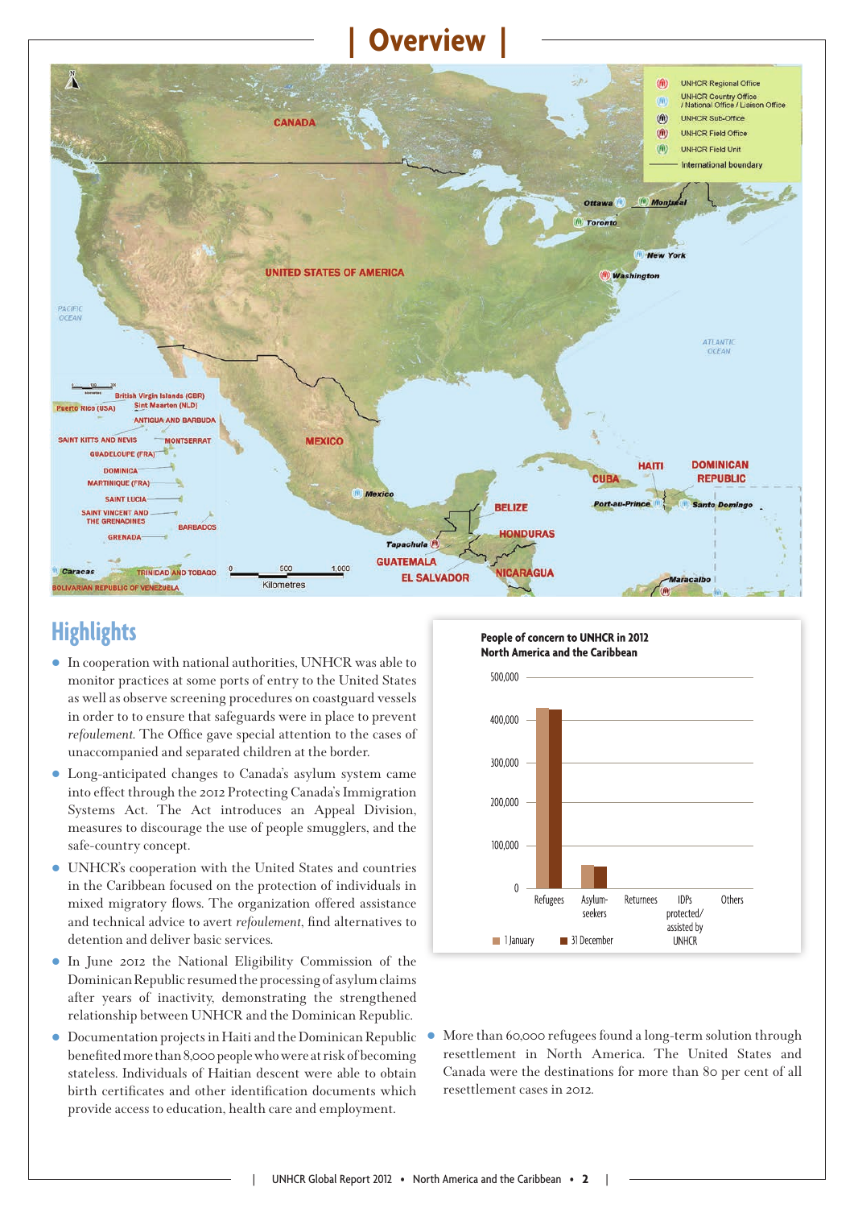# Overview

## Highlights

- In cooperation with national authorities, UNHCR was able to monitor practices at some ports of entry to the United States as well as observe screening procedures on coastguard vessels in order to to ensure that safeguards were in place to prevent *refoulement*. The Office gave special attention to the cases of unaccompanied and separated children at the border.
- Long-anticipated changes to Canada's asylum system came into effect through the 2012 Protecting Canada's Immigration Systems Act. The Act introduces an Appeal Division, measures to discourage the use of people smugglers, and the safe-country concept.
- UNHCR's cooperation with the United States and countries in the Caribbean focused on the protection of individuals in mixed migratory flows. The organization offered assistance and technical advice to avert *refoulement*, find alternatives to detention and deliver basic services.
- In June 2012 the National Eligibility Commission of the Dominican Republic resumed the processing of asylum claims after years of inactivity, demonstrating the strengthened relationship between UNHCR and the Dominican Republic.
- Documentation projects in Haiti and the Dominican Republic benefited more than 8,000 people who were at risk of becoming stateless. Individuals of Haitian descent were able to obtain birth certificates and other identification documents which provide access to education, health care and employment.
- More than 60,000 refugees found a long-term solution through resettlement in North America. The United States and Canada were the destinations for more than 80 per cent of all resettlement cases in 2012.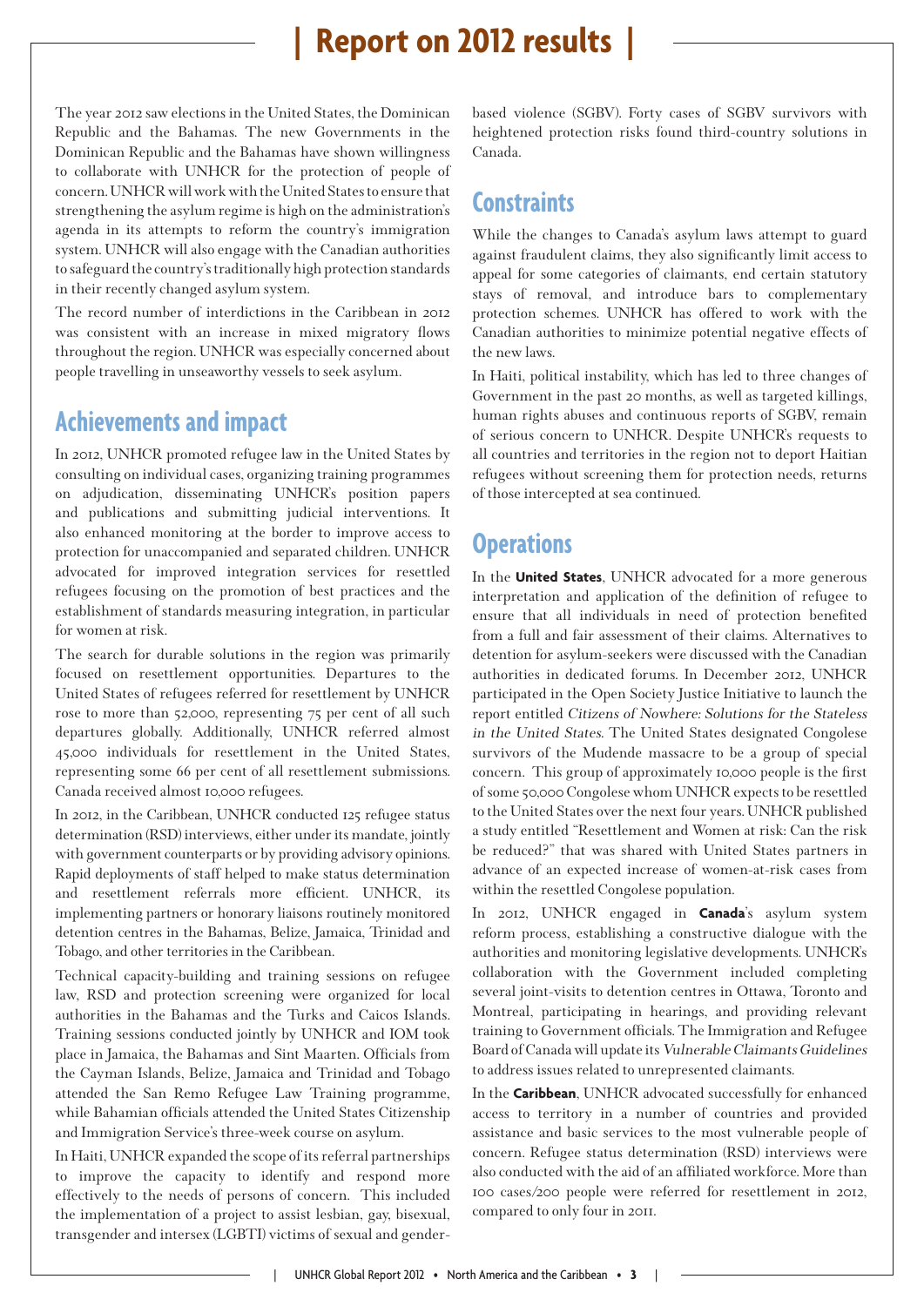# | Report on 2012 results |

The year 2012 saw elections in the United States, the Dominican Republic and the Bahamas. The new Governments in the Dominican Republic and the Bahamas have shown willingness to collaborate with UNHCR for the protection of people of concern. UNHCR will work with the United States to ensure that strengthening the asylum regime is high on the administration's agenda in its attempts to reform the country's immigration system. UNHCR will also engage with the Canadian authorities to safeguard the country's traditionally high protection standards in their recently changed asylum system.

The record number of interdictions in the Caribbean in 2012 was consistent with an increase in mixed migratory flows throughout the region. UNHCR was especially concerned about people travelling in unseaworthy vessels to seek asylum.

## Achievements and impact

In 2012, UNHCR promoted refugee law in the United States by consulting on individual cases, organizing training programmes on adjudication, disseminating UNHCR's position papers and publications and submitting judicial interventions. It also enhanced monitoring at the border to improve access to protection for unaccompanied and separated children. UNHCR advocated for improved integration services for resettled refugees focusing on the promotion of best practices and the establishment of standards measuring integration, in particular for women at risk.

The search for durable solutions in the region was primarily focused on resettlement opportunities. Departures to the United States of refugees referred for resettlement by UNHCR rose to more than 52,000, representing 75 per cent of all such departures globally. Additionally, UNHCR referred almost 45,000 individuals for resettlement in the United States, representing some 66 per cent of all resettlement submissions. Canada received almost 10,000 refugees.

In 2012, in the Caribbean, UNHCR conducted 125 refugee status determination (RSD) interviews, either under its mandate, jointly with government counterparts or by providing advisory opinions. Rapid deployments of staff helped to make status determination and resettlement referrals more efficient. UNHCR, its implementing partners or honorary liaisons routinely monitored detention centres in the Bahamas, Belize, Jamaica, Trinidad and Tobago, and other territories in the Caribbean.

Technical capacity-building and training sessions on refugee law, RSD and protection screening were organized for local authorities in the Bahamas and the Turks and Caicos Islands. Training sessions conducted jointly by UNHCR and IOM took place in Jamaica, the Bahamas and Sint Maarten. Officials from the Cayman Islands, Belize, Jamaica and Trinidad and Tobago attended the San Remo Refugee Law Training programme, while Bahamian officials attended the United States Citizenship and Immigration Service's three-week course on asylum.

In Haiti, UNHCR expanded the scope of its referral partnerships to improve the capacity to identify and respond more effectively to the needs of persons of concern. This included the implementation of a project to assist lesbian, gay, bisexual, transgender and intersex (LGBTI) victims of sexual and gender-based violence (SGBV). Forty cases of SGBV survivors with heightened protection risks found third-country solutions in Canada.

## Constraints

While the changes to Canada's asylum laws attempt to guard against fraudulent claims, they also significantly limit access to appeal for some categories of claimants, end certain statutory stays of removal, and introduce bars to complementary protection schemes. UNHCR has offered to work with the Canadian authorities to minimize potential negative effects of the new laws.

In Haiti, political instability, which has led to three changes of Government in the past 20 months, as well as targeted killings, human rights abuses and continuous reports of SGBV, remain of serious concern to UNHCR. Despite UNHCR's requests to all countries and territories in the region not to deport Haitian refugees without screening them for protection needs, returns of those intercepted at sea continued.

## Operations

In the **United States**, UNHCR advocated for a more generous interpretation and application of the definition of refugee to ensure that all individuals in need of protection benefited from a full and fair assessment of their claims. Alternatives to detention for asylum-seekers were discussed with the Canadian authorities in dedicated forums. In December 2012, UNHCR participated in the Open Society Justice Initiative to launch the report entitled *Citizens of Nowhere: Solutions for the Stateless in the United States*. The United States designated Congolese survivors of the Mudende massacre to be a group of special concern. This group of approximately 10,000 people is the first of some 50,000 Congolese whom UNHCR expects to be resettled to the United States over the next four years. UNHCR published a study entitled "Resettlement and Women at risk: Can the risk be reduced?" that was shared with United States partners in advance of an expected increase of women-at-risk cases from within the resettled Congolese population.

In 2012, UNHCR engaged in **Canada**'s asylum system reform process, establishing a constructive dialogue with the authorities and monitoring legislative developments. UNHCR's collaboration with the Government included completing several joint-visits to detention centres in Ottawa, Toronto and Montreal, participating in hearings, and providing relevant training to Government officials. The Immigration and Refugee Board of Canada will update its *Vulnerable Claimants Guidelines* to address issues related to unrepresented claimants.

In the **Caribbean**, UNHCR advocated successfully for enhanced access to territory in a number of countries and provided assistance and basic services to the most vulnerable people of concern. Refugee status determination (RSD) interviews were also conducted with the aid of an affiliated workforce. More than 100 cases/200 people were referred for resettlement in 2012, compared to only four in 2011.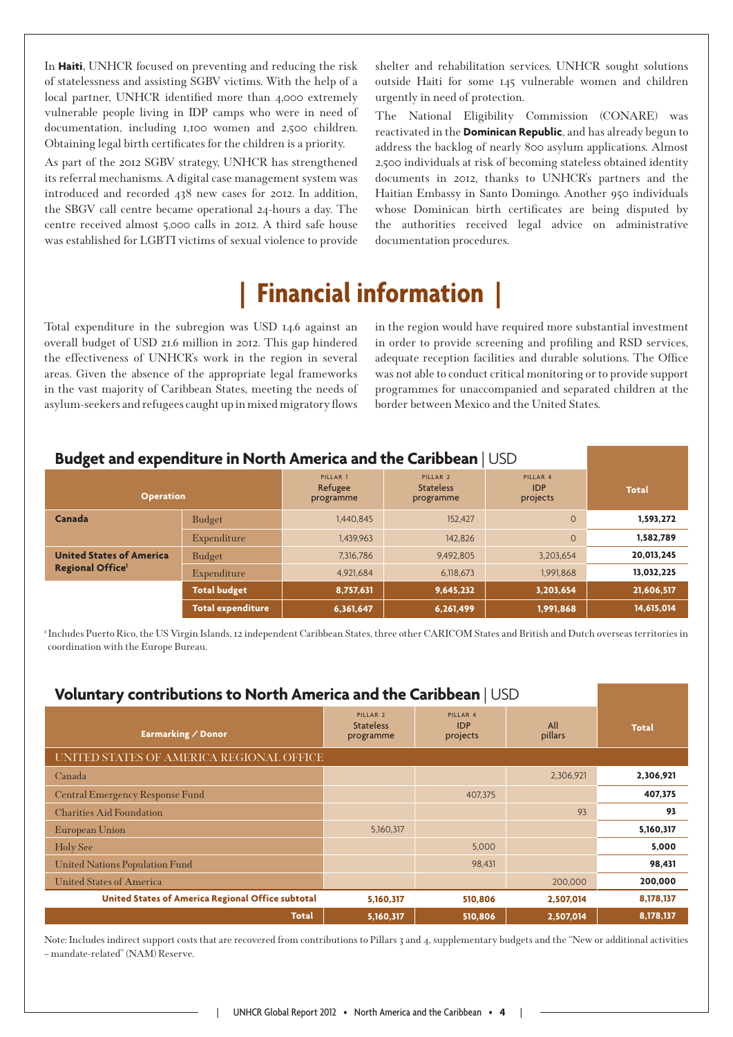In **Haiti**, UNHCR focused on preventing and reducing the risk of statelessness and assisting SGBV victims. With the help of a local partner, UNHCR identified more than 4,000 extremely vulnerable people living in IDP camps who were in need of documentation, including 1,100 women and 2,500 children. Obtaining legal birth certificates for the children is a priority.

As part of the 2012 SGBV strategy, UNHCR has strengthened its referral mechanisms. A digital case management system was introduced and recorded 438 new cases for 2012. In addition, the SBGV call centre became operational 24-hours a day. The centre received almost 5,000 calls in 2012. A third safe house was established for LGBTI victims of sexual violence to provide shelter and rehabilitation services. UNHCR sought solutions outside Haiti for some 145 vulnerable women and children urgently in need of protection.

The National Eligibility Commission (CONARE) was reactivated in the **Dominican Republic**, and has already begun to address the backlog of nearly 800 asylum applications. Almost 2,500 individuals at risk of becoming stateless obtained identity documents in 2012, thanks to UNHCR's partners and the Haitian Embassy in Santo Domingo. Another 950 individuals whose Dominican birth certificates are being disputed by the authorities received legal advice on administrative documentation procedures.

# | Financial information |

Total expenditure in the subregion was USD 14.6 against an overall budget of USD 21.6 million in 2012. This gap hindered the effectiveness of UNHCR's work in the region in several areas. Given the absence of the appropriate legal frameworks in the vast majority of Caribbean States, meeting the needs of asylum-seekers and refugees caught up in mixed migratory flows in the region would have required more substantial investment in order to provide screening and profiling and RSD services, adequate reception facilities and durable solutions. The Office was not able to conduct critical monitoring or to provide support programmes for unaccompanied and separated children at the border between Mexico and the United States.

## Budget and expenditure in North America and the Caribbean | USD

| Operation | | PILLAR 1 Refugee programme | PILLAR 2 Stateless programme | PILLAR 4 IDP projects | Total |
|---|---|---|---|---|---|
| **Canada** | Budget | 1,440,845 | 152,427 | 0 | **1,593,272** |
| | Expenditure | 1,439,963 | 142,826 | 0 | **1,582,789** |
| **United States of America Regional Office**[1] | Budget | 7,316,786 | 9,492,805 | 3,203,654 | **20,013,245** |
| | Expenditure | 4,921,684 | 6,118,673 | 1,991,868 | **13,032,225** |
| | **Total budget** | **8,757,631** | **9,645,232** | **3,203,654** | **21,606,517** |
| | **Total expenditure** | **6,361,647** | **6,261,499** | **1,991,868** | **14,615,014** |

[1] Includes Puerto Rico, the US Virgin Islands, 12 independent Caribbean States, three other CARICOM States and British and Dutch overseas territories in coordination with the Europe Bureau.

## Voluntary contributions to North America and the Caribbean | USD

| Earmarking / Donor | PILLAR 2 Stateless programme | PILLAR 4 IDP projects | All pillars | Total |
|---|---|---|---|---|
| UNITED STATES OF AMERICA REGIONAL OFFICE | | | | |
| Canada | | | 2,306,921 | **2,306,921** |
| Central Emergency Response Fund | | 407,375 | | **407,375** |
| Charities Aid Foundation | | | 93 | **93** |
| European Union | 5,160,317 | | | **5,160,317** |
| Holy See | | 5,000 | | **5,000** |
| United Nations Population Fund | | 98,431 | | **98,431** |
| United States of America | | | 200,000 | **200,000** |
| **United States of America Regional Office subtotal** | **5,160,317** | **510,806** | **2,507,014** | **8,178,137** |
| **Total** | **5,160,317** | **510,806** | **2,507,014** | **8,178,137** |

Note: Includes indirect support costs that are recovered from contributions to Pillars 3 and 4, supplementary budgets and the "New or additional activities – mandate-related" (NAM) Reserve.